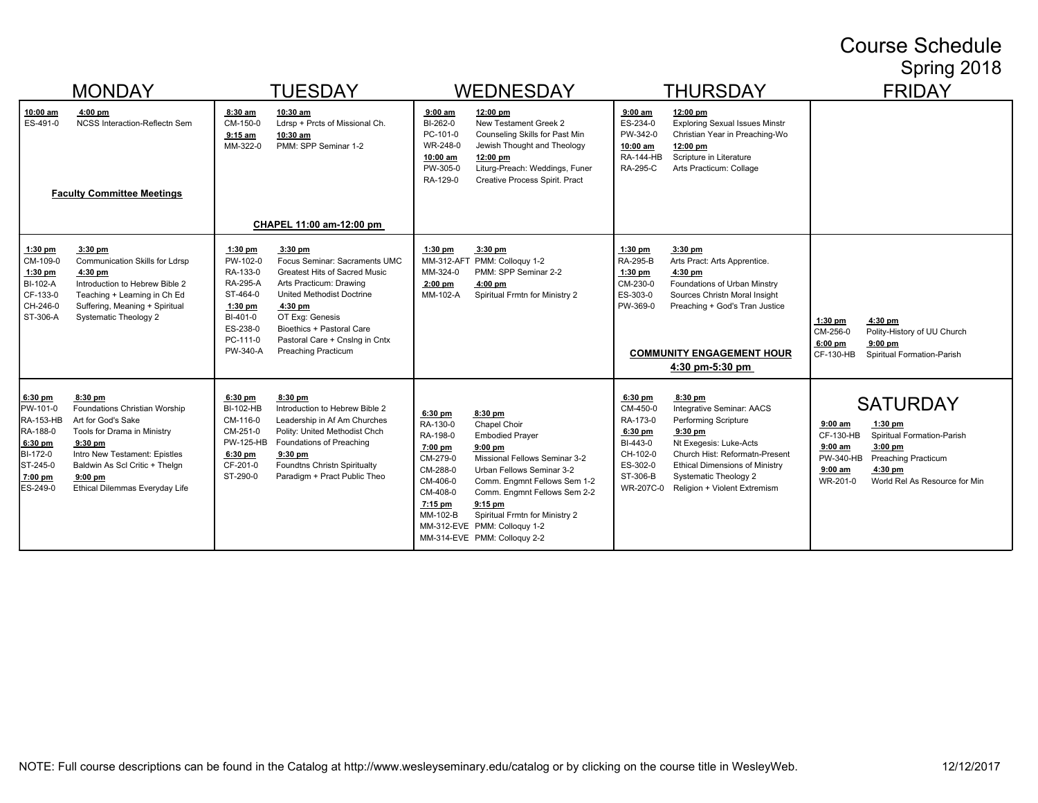# Course Schedule

## Spring 2018

## MONDAY

**10:00 am – 4:00 pm**
- ES-491-0 NCSS Interaction-Reflectn Sem

**Faculty Committee Meetings**

**1:30 pm – 3:30 pm**
- CM-109-0 Communication Skills for Ldrsp

**1:30 pm – 4:30 pm**
- BI-102-A Introduction to Hebrew Bible 2
- CF-133-0 Teaching + Learning in Ch Ed
- CH-246-0 Suffering, Meaning + Spiritual
- ST-306-A Systematic Theology 2

**6:30 pm – 8:30 pm**
- PW-101-0 Foundations Christian Worship
- RA-153-HB Art for God's Sake
- RA-188-0 Tools for Drama in Ministry

**6:30 pm – 9:30 pm**
- BI-172-0 Intro New Testament: Epistles
- ST-245-0 Baldwin As Scl Critic + Thelgn

**7:00 pm – 9:00 pm**
- ES-249-0 Ethical Dilemmas Everyday Life

## TUESDAY

**8:30 am – 10:30 am**
- CM-150-0 Ldrsp + Prcts of Missional Ch.

**9:15 am – 10:30 am**
- MM-322-0 PMM: SPP Seminar 1-2

**CHAPEL 11:00 am-12:00 pm**

**1:30 pm – 3:30 pm**
- PW-102-0 Focus Seminar: Sacraments UMC
- RA-133-0 Greatest Hits of Sacred Music
- RA-295-A Arts Practicum: Drawing
- ST-464-0 United Methodist Doctrine

**1:30 pm – 4:30 pm**
- BI-401-0 OT Exg: Genesis
- ES-238-0 Bioethics + Pastoral Care
- PC-111-0 Pastoral Care + Cnslng in Cntx
- PW-340-A Preaching Practicum

**6:30 pm – 8:30 pm**
- BI-102-HB Introduction to Hebrew Bible 2
- CM-116-0 Leadership in Af Am Churches
- CM-251-0 Polity: United Methodist Chch
- PW-125-HB Foundations of Preaching

**6:30 pm – 9:30 pm**
- CF-201-0 Foundtns Christn Spiritualty
- ST-290-0 Paradigm + Pract Public Theo

## WEDNESDAY

**9:00 am – 12:00 pm**
- BI-262-0 New Testament Greek 2
- PC-101-0 Counseling Skills for Past Min
- WR-248-0 Jewish Thought and Theology

**10:00 am – 12:00 pm**
- PW-305-0 Liturg-Preach: Weddings, Funer
- RA-129-0 Creative Process Spirit. Pract

**1:30 pm – 3:30 pm**
- MM-312-AFT PMM: Colloquy 1-2
- MM-324-0 PMM: SPP Seminar 2-2

**2:00 pm – 4:00 pm**
- MM-102-A Spiritual Frmtn for Ministry 2

**6:30 pm – 8:30 pm**
- RA-130-0 Chapel Choir
- RA-198-0 Embodied Prayer

**7:00 pm – 9:00 pm**
- CM-279-0 Missional Fellows Seminar 3-2
- CM-288-0 Urban Fellows Seminar 3-2
- CM-406-0 Comm. Engmnt Fellows Sem 1-2
- CM-408-0 Comm. Engmnt Fellows Sem 2-2

**7:15 pm – 9:15 pm**
- MM-102-B Spiritual Frmtn for Ministry 2
- MM-312-EVE PMM: Colloquy 1-2
- MM-314-EVE PMM: Colloquy 2-2

## THURSDAY

**9:00 am – 12:00 pm**
- ES-234-0 Exploring Sexual Issues Minstr
- PW-342-0 Christian Year in Preaching-Wo

**10:00 am – 12:00 pm**
- RA-144-HB Scripture in Literature
- RA-295-C Arts Practicum: Collage

**1:30 pm – 3:30 pm**
- RA-295-B Arts Pract: Arts Apprentice.

**1:30 pm – 4:30 pm**
- CM-230-0 Foundations of Urban Minstry
- ES-303-0 Sources Christn Moral Insight
- PW-369-0 Preaching + God's Tran Justice

**COMMUNITY ENGAGEMENT HOUR 4:30 pm-5:30 pm**

**6:30 pm – 8:30 pm**
- CM-450-0 Integrative Seminar: AACS
- RA-173-0 Performing Scripture

**6:30 pm – 9:30 pm**
- BI-443-0 Nt Exegesis: Luke-Acts
- CH-102-0 Church Hist: Reformatn-Present
- ES-302-0 Ethical Dimensions of Ministry
- ST-306-B Systematic Theology 2
- WR-207C-0 Religion + Violent Extremism

## FRIDAY

**1:30 pm – 4:30 pm**
- CM-256-0 Polity-History of UU Church

**6:00 pm – 9:00 pm**
- CF-130-HB Spiritual Formation-Parish

## SATURDAY

**9:00 am – 1:30 pm**
- CF-130-HB Spiritual Formation-Parish

**9:00 am – 3:00 pm**
- PW-340-HB Preaching Practicum

**9:00 am – 4:30 pm**
- WR-201-0 World Rel As Resource for Min

NOTE: Full course descriptions can be found in the Catalog at http://www.wesleyseminary.edu/catalog or by clicking on the course title in WesleyWeb.

12/12/2017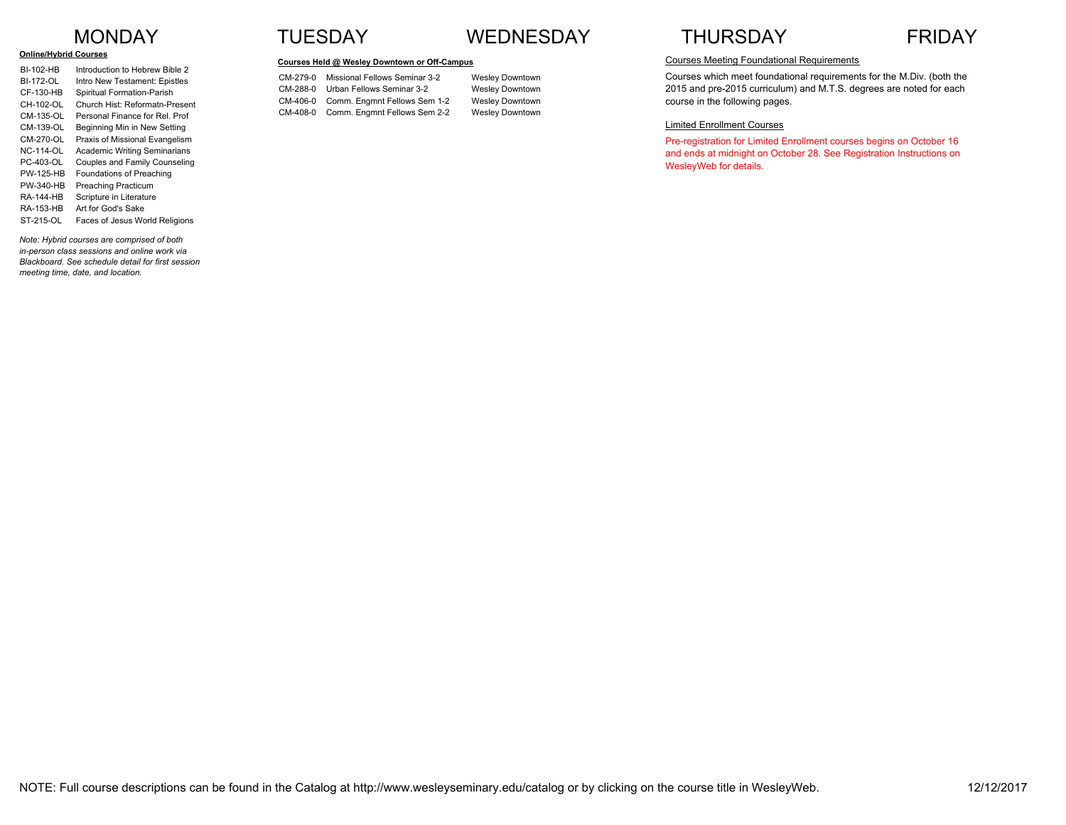# MONDAY

**Online/Hybrid Courses**

| | |
|---|---|
| BI-102-HB | Introduction to Hebrew Bible 2 |
| BI-172-OL | Intro New Testament: Epistles |
| CF-130-HB | Spiritual Formation-Parish |
| CH-102-OL | Church Hist: Reformatn-Present |
| CM-135-OL | Personal Finance for Rel. Prof |
| CM-139-OL | Beginning Min in New Setting |
| CM-270-OL | Praxis of Missional Evangelism |
| NC-114-OL | Academic Writing Seminarians |
| PC-403-OL | Couples and Family Counseling |
| PW-125-HB | Foundations of Preaching |
| PW-340-HB | Preaching Practicum |
| RA-144-HB | Scripture in Literature |
| RA-153-HB | Art for God's Sake |
| ST-215-OL | Faces of Jesus World Religions |

*Note: Hybrid courses are comprised of both in-person class sessions and online work via Blackboard. See schedule detail for first session meeting time, date, and location.*

# TUESDAY

# WEDNESDAY

**Courses Held @ Wesley Downtown or Off-Campus**

| | | |
|---|---|---|
| CM-279-0 | Missional Fellows Seminar 3-2 | Wesley Downtown |
| CM-288-0 | Urban Fellows Seminar 3-2 | Wesley Downtown |
| CM-406-0 | Comm. Engmnt Fellows Sem 1-2 | Wesley Downtown |
| CM-408-0 | Comm. Engmnt Fellows Sem 2-2 | Wesley Downtown |

# THURSDAY

# FRIDAY

Courses Meeting Foundational Requirements

Courses which meet foundational requirements for the M.Div. (both the 2015 and pre-2015 curriculum) and M.T.S. degrees are noted for each course in the following pages.

Limited Enrollment Courses

Pre-registration for Limited Enrollment courses begins on October 16 and ends at midnight on October 28. See Registration Instructions on WesleyWeb for details.

NOTE: Full course descriptions can be found in the Catalog at http://www.wesleyseminary.edu/catalog or by clicking on the course title in WesleyWeb.

12/12/2017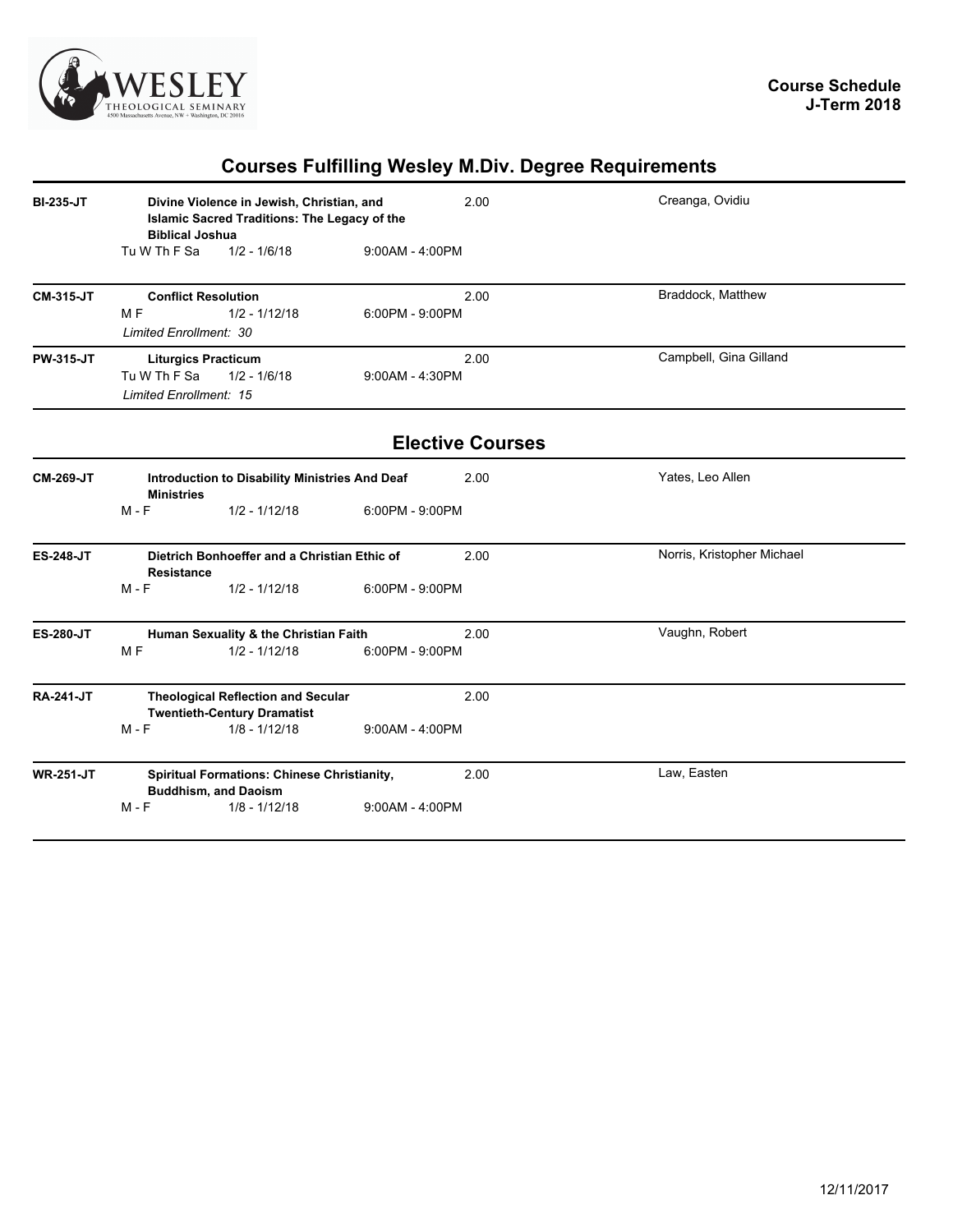**Course Schedule**
**J-Term 2018**

## Courses Fulfilling Wesley M.Div. Degree Requirements

**BI-235-JT** — **Divine Violence in Jewish, Christian, and Islamic Sacred Traditions: The Legacy of the Biblical Joshua** — 2.00 — Creanga, Ovidiu
Tu W Th F Sa — 1/2 - 1/6/18 — 9:00AM - 4:00PM

**CM-315-JT** — **Conflict Resolution** — 2.00 — Braddock, Matthew
M F — 1/2 - 1/12/18 — 6:00PM - 9:00PM
*Limited Enrollment: 30*

**PW-315-JT** — **Liturgics Practicum** — 2.00 — Campbell, Gina Gilland
Tu W Th F Sa — 1/2 - 1/6/18 — 9:00AM - 4:30PM
*Limited Enrollment: 15*

## Elective Courses

**CM-269-JT** — **Introduction to Disability Ministries And Deaf Ministries** — 2.00 — Yates, Leo Allen
M - F — 1/2 - 1/12/18 — 6:00PM - 9:00PM

**ES-248-JT** — **Dietrich Bonhoeffer and a Christian Ethic of Resistance** — 2.00 — Norris, Kristopher Michael
M - F — 1/2 - 1/12/18 — 6:00PM - 9:00PM

**ES-280-JT** — **Human Sexuality & the Christian Faith** — 2.00 — Vaughn, Robert
M F — 1/2 - 1/12/18 — 6:00PM - 9:00PM

**RA-241-JT** — **Theological Reflection and Secular Twentieth-Century Dramatist** — 2.00
M - F — 1/8 - 1/12/18 — 9:00AM - 4:00PM

**WR-251-JT** — **Spiritual Formations: Chinese Christianity, Buddhism, and Daoism** — 2.00 — Law, Easten
M - F — 1/8 - 1/12/18 — 9:00AM - 4:00PM

12/11/2017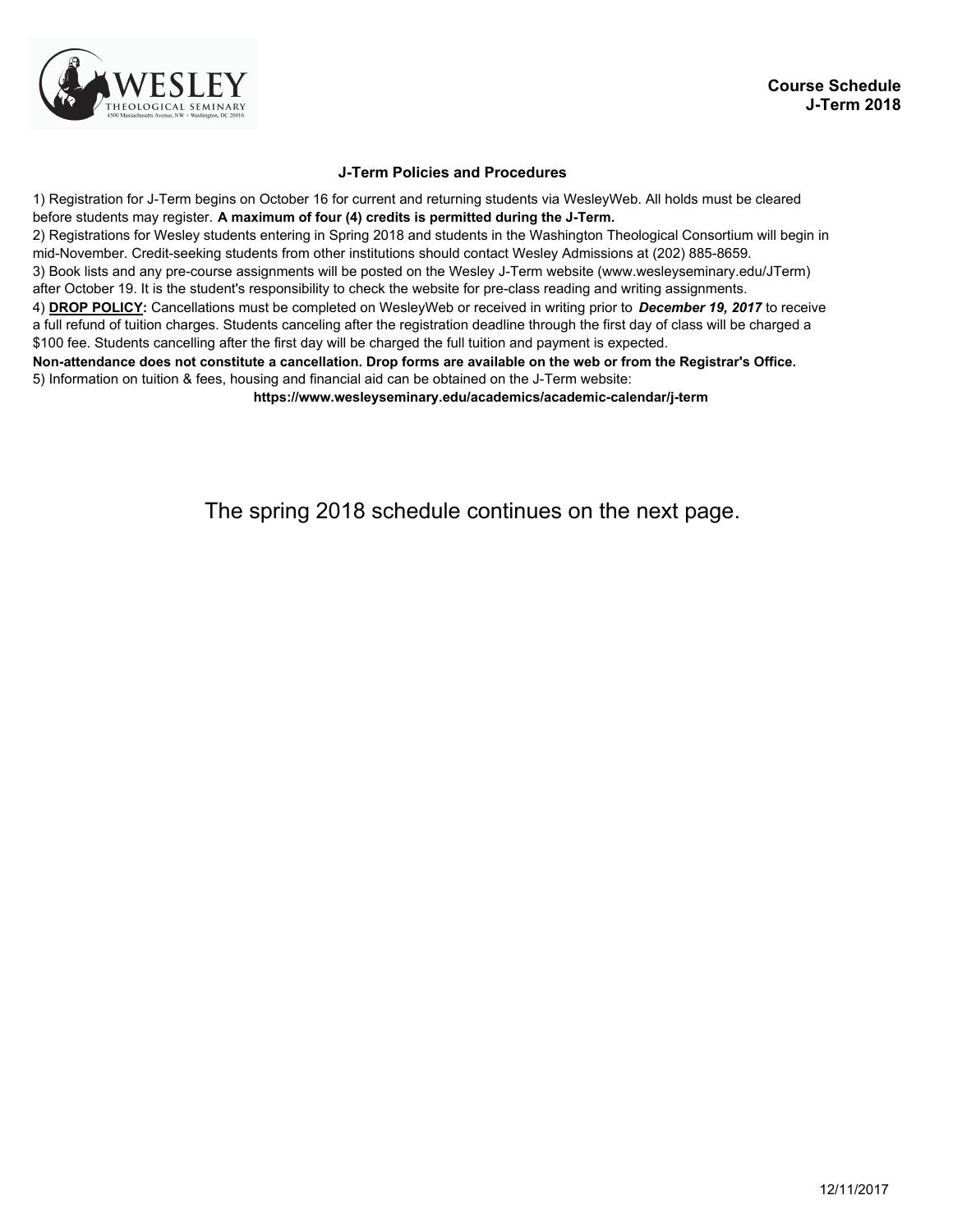**Course Schedule**
**J-Term 2018**

### J-Term Policies and Procedures

1) Registration for J-Term begins on October 16 for current and returning students via WesleyWeb. All holds must be cleared before students may register. **A maximum of four (4) credits is permitted during the J-Term.**
2) Registrations for Wesley students entering in Spring 2018 and students in the Washington Theological Consortium will begin in mid-November. Credit-seeking students from other institutions should contact Wesley Admissions at (202) 885-8659.
3) Book lists and any pre-course assignments will be posted on the Wesley J-Term website (www.wesleyseminary.edu/JTerm) after October 19. It is the student's responsibility to check the website for pre-class reading and writing assignments.
4) **DROP POLICY:** Cancellations must be completed on WesleyWeb or received in writing prior to ***December 19, 2017*** to receive a full refund of tuition charges. Students canceling after the registration deadline through the first day of class will be charged a $100 fee. Students cancelling after the first day will be charged the full tuition and payment is expected.
**Non-attendance does not constitute a cancellation. Drop forms are available on the web or from the Registrar's Office.**
5) Information on tuition & fees, housing and financial aid can be obtained on the J-Term website:
**https://www.wesleyseminary.edu/academics/academic-calendar/j-term**

The spring 2018 schedule continues on the next page.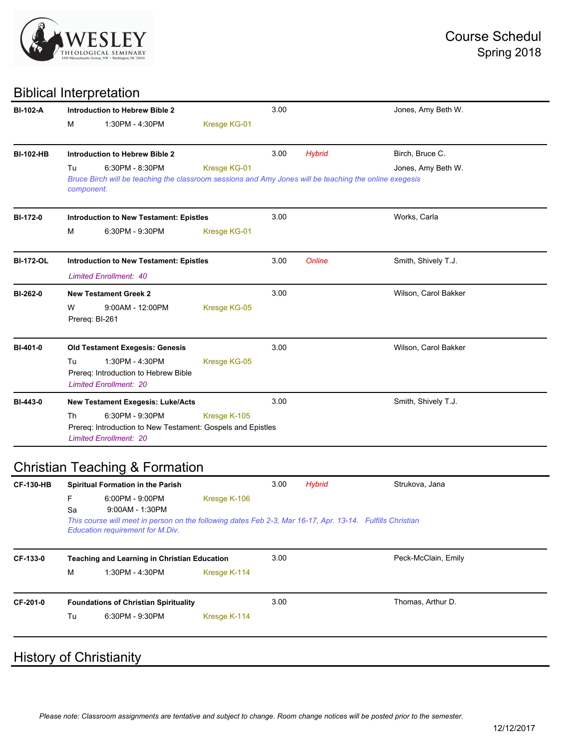# Course Schedul
## Spring 2018

## Biblical Interpretation

**BI-102-A** — **Introduction to Hebrew Bible 2** — 3.00 — Jones, Amy Beth W.
M 1:30PM - 4:30PM Kresge KG-01

---

**BI-102-HB** — **Introduction to Hebrew Bible 2** — 3.00 — *Hybrid* — Birch, Bruce C.; Jones, Amy Beth W.
Tu 6:30PM - 8:30PM Kresge KG-01
*Bruce Birch will be teaching the classroom sessions and Amy Jones will be teaching the online exegesis component.*

---

**BI-172-0** — **Introduction to New Testament: Epistles** — 3.00 — Works, Carla
M 6:30PM - 9:30PM Kresge KG-01

---

**BI-172-OL** — **Introduction to New Testament: Epistles** — 3.00 — *Online* — Smith, Shively T.J.
*Limited Enrollment: 40*

---

**BI-262-0** — **New Testament Greek 2** — 3.00 — Wilson, Carol Bakker
W 9:00AM - 12:00PM Kresge KG-05
Prereq: BI-261

---

**BI-401-0** — **Old Testament Exegesis: Genesis** — 3.00 — Wilson, Carol Bakker
Tu 1:30PM - 4:30PM Kresge KG-05
Prereq: Introduction to Hebrew Bible
*Limited Enrollment: 20*

---

**BI-443-0** — **New Testament Exegesis: Luke/Acts** — 3.00 — Smith, Shively T.J.
Th 6:30PM - 9:30PM Kresge K-105
Prereq: Introduction to New Testament: Gospels and Epistles
*Limited Enrollment: 20*

## Christian Teaching & Formation

**CF-130-HB** — **Spiritual Formation in the Parish** — 3.00 — *Hybrid* — Strukova, Jana
F 6:00PM - 9:00PM Kresge K-106
Sa 9:00AM - 1:30PM
*This course will meet in person on the following dates Feb 2-3, Mar 16-17, Apr. 13-14. Fulfills Christian Education requirement for M.Div.*

---

**CF-133-0** — **Teaching and Learning in Christian Education** — 3.00 — Peck-McClain, Emily
M 1:30PM - 4:30PM Kresge K-114

---

**CF-201-0** — **Foundations of Christian Spirituality** — 3.00 — Thomas, Arthur D.
Tu 6:30PM - 9:30PM Kresge K-114

## History of Christianity

*Please note: Classroom assignments are tentative and subject to change. Room change notices will be posted prior to the semester.*

12/12/2017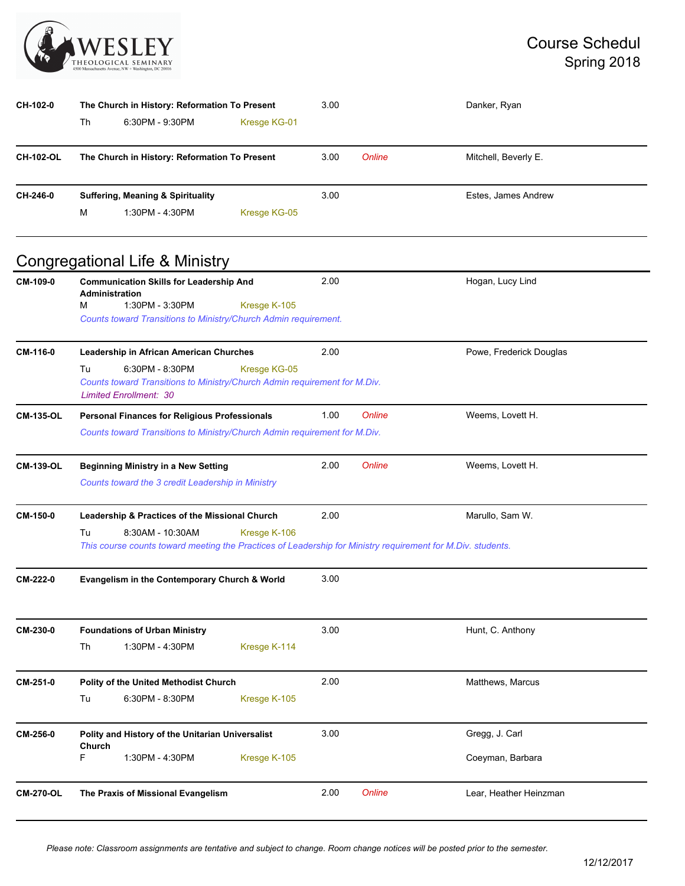| Course | Title / Schedule | Credits | Format | Instructor |
|---|---|---|---|---|
| CH-102-0 | **The Church in History: Reformation To Present**<br>Th 6:30PM - 9:30PM Kresge KG-01 | 3.00 | | Danker, Ryan |
| CH-102-OL | **The Church in History: Reformation To Present** | 3.00 | *Online* | Mitchell, Beverly E. |
| CH-246-0 | **Suffering, Meaning & Spirituality**<br>M 1:30PM - 4:30PM Kresge KG-05 | 3.00 | | Estes, James Andrew |

## Congregational Life & Ministry

| Course | Title / Schedule | Credits | Format | Instructor |
|---|---|---|---|---|
| CM-109-0 | **Communication Skills for Leadership And Administration**<br>M 1:30PM - 3:30PM Kresge K-105<br>*Counts toward Transitions to Ministry/Church Admin requirement.* | 2.00 | | Hogan, Lucy Lind |
| CM-116-0 | **Leadership in African American Churches**<br>Tu 6:30PM - 8:30PM Kresge KG-05<br>*Counts toward Transitions to Ministry/Church Admin requirement for M.Div.*<br>*Limited Enrollment: 30* | 2.00 | | Powe, Frederick Douglas |
| CM-135-OL | **Personal Finances for Religious Professionals**<br>*Counts toward Transitions to Ministry/Church Admin requirement for M.Div.* | 1.00 | *Online* | Weems, Lovett H. |
| CM-139-OL | **Beginning Ministry in a New Setting**<br>*Counts toward the 3 credit Leadership in Ministry* | 2.00 | *Online* | Weems, Lovett H. |
| CM-150-0 | **Leadership & Practices of the Missional Church**<br>Tu 8:30AM - 10:30AM Kresge K-106<br>*This course counts toward meeting the Practices of Leadership for Ministry requirement for M.Div. students.* | 2.00 | | Marullo, Sam W. |
| CM-222-0 | **Evangelism in the Contemporary Church & World** | 3.00 | | |
| CM-230-0 | **Foundations of Urban Ministry**<br>Th 1:30PM - 4:30PM Kresge K-114 | 3.00 | | Hunt, C. Anthony |
| CM-251-0 | **Polity of the United Methodist Church**<br>Tu 6:30PM - 8:30PM Kresge K-105 | 2.00 | | Matthews, Marcus |
| CM-256-0 | **Polity and History of the Unitarian Universalist Church**<br>F 1:30PM - 4:30PM Kresge K-105 | 3.00 | | Gregg, J. Carl<br>Coeyman, Barbara |
| CM-270-OL | **The Praxis of Missional Evangelism** | 2.00 | *Online* | Lear, Heather Heinzman |

*Please note: Classroom assignments are tentative and subject to change. Room change notices will be posted prior to the semester.*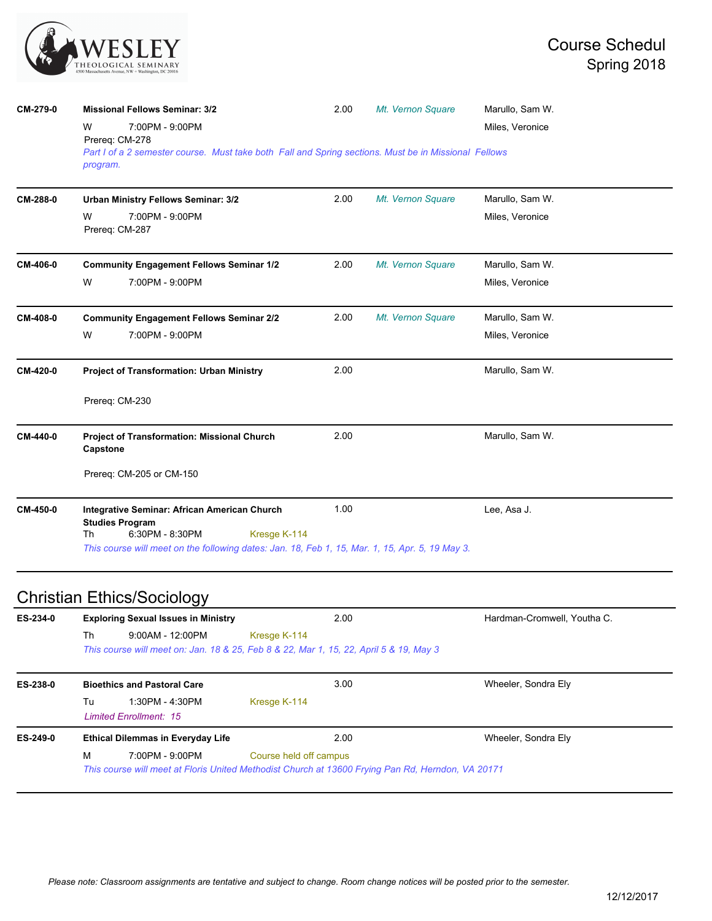| Course | Title / Schedule | Credits | Location | Instructor |
| --- | --- | --- | --- | --- |
| CM-279-0 | **Missional Fellows Seminar: 3/2** | 2.00 | *Mt. Vernon Square* | Marullo, Sam W. |
| | W 7:00PM - 9:00PM | | | Miles, Veronice |
| | Prereq: CM-278 | | | |
| | *Part I of a 2 semester course. Must take both Fall and Spring sections. Must be in Missional Fellows program.* | | | |
| CM-288-0 | **Urban Ministry Fellows Seminar: 3/2** | 2.00 | *Mt. Vernon Square* | Marullo, Sam W. |
| | W 7:00PM - 9:00PM | | | Miles, Veronice |
| | Prereq: CM-287 | | | |
| CM-406-0 | **Community Engagement Fellows Seminar 1/2** | 2.00 | *Mt. Vernon Square* | Marullo, Sam W. |
| | W 7:00PM - 9:00PM | | | Miles, Veronice |
| CM-408-0 | **Community Engagement Fellows Seminar 2/2** | 2.00 | *Mt. Vernon Square* | Marullo, Sam W. |
| | W 7:00PM - 9:00PM | | | Miles, Veronice |
| CM-420-0 | **Project of Transformation: Urban Ministry** | 2.00 | | Marullo, Sam W. |
| | Prereq: CM-230 | | | |
| CM-440-0 | **Project of Transformation: Missional Church Capstone** | 2.00 | | Marullo, Sam W. |
| | Prereq: CM-205 or CM-150 | | | |
| CM-450-0 | **Integrative Seminar: African American Church Studies Program** | 1.00 | | Lee, Asa J. |
| | Th 6:30PM - 8:30PM | | Kresge K-114 | |
| | *This course will meet on the following dates: Jan. 18, Feb 1, 15, Mar. 1, 15, Apr. 5, 19 May 3.* | | | |

## Christian Ethics/Sociology

| Course | Title / Schedule | Credits | Location | Instructor |
| --- | --- | --- | --- | --- |
| ES-234-0 | **Exploring Sexual Issues in Ministry** | 2.00 | | Hardman-Cromwell, Youtha C. |
| | Th 9:00AM - 12:00PM | | Kresge K-114 | |
| | *This course will meet on: Jan. 18 & 25, Feb 8 & 22, Mar 1, 15, 22, April 5 & 19, May 3* | | | |
| ES-238-0 | **Bioethics and Pastoral Care** | 3.00 | | Wheeler, Sondra Ely |
| | Tu 1:30PM - 4:30PM | | Kresge K-114 | |
| | *Limited Enrollment: 15* | | | |
| ES-249-0 | **Ethical Dilemmas in Everyday Life** | 2.00 | | Wheeler, Sondra Ely |
| | M 7:00PM - 9:00PM | | Course held off campus | |
| | *This course will meet at Floris United Methodist Church at 13600 Frying Pan Rd, Herndon, VA 20171* | | | |

*Please note: Classroom assignments are tentative and subject to change. Room change notices will be posted prior to the semester.*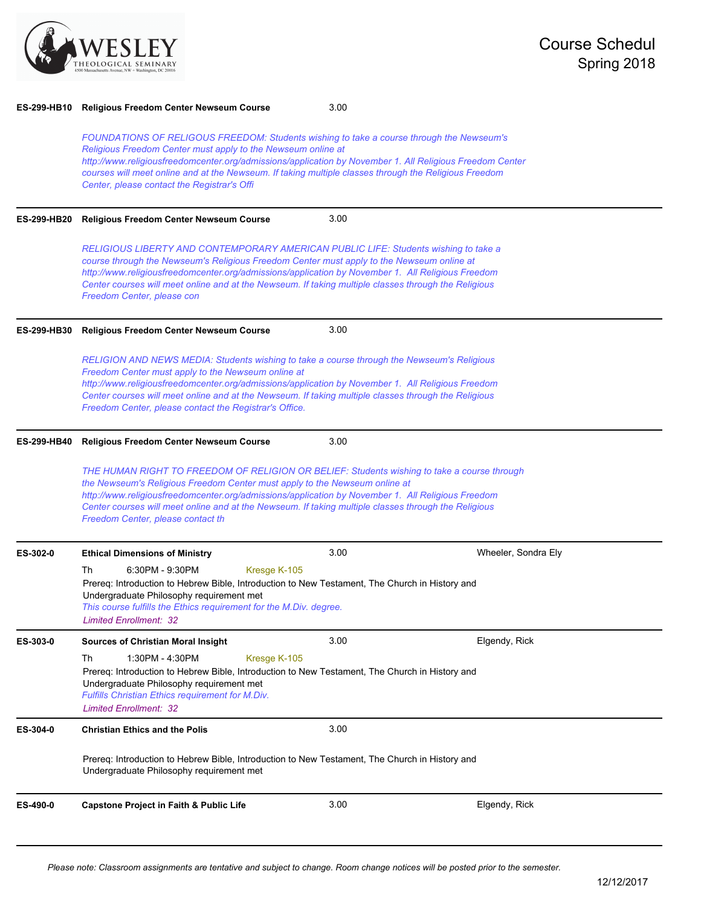**ES-299-HB10** **Religious Freedom Center Newseum Course** 3.00

*FOUNDATIONS OF RELIGOUS FREEDOM: Students wishing to take a course through the Newseum's Religious Freedom Center must apply to the Newseum online at http://www.religiousfreedomcenter.org/admissions/application by November 1. All Religious Freedom Center courses will meet online and at the Newseum. If taking multiple classes through the Religious Freedom Center, please contact the Registrar's Offi*

---

**ES-299-HB20** **Religious Freedom Center Newseum Course** 3.00

*RELIGIOUS LIBERTY AND CONTEMPORARY AMERICAN PUBLIC LIFE: Students wishing to take a course through the Newseum's Religious Freedom Center must apply to the Newseum online at http://www.religiousfreedomcenter.org/admissions/application by November 1. All Religious Freedom Center courses will meet online and at the Newseum. If taking multiple classes through the Religious Freedom Center, please con*

---

**ES-299-HB30** **Religious Freedom Center Newseum Course** 3.00

*RELIGION AND NEWS MEDIA: Students wishing to take a course through the Newseum's Religious Freedom Center must apply to the Newseum online at http://www.religiousfreedomcenter.org/admissions/application by November 1. All Religious Freedom Center courses will meet online and at the Newseum. If taking multiple classes through the Religious Freedom Center, please contact the Registrar's Office.*

---

**ES-299-HB40** **Religious Freedom Center Newseum Course** 3.00

*THE HUMAN RIGHT TO FREEDOM OF RELIGION OR BELIEF: Students wishing to take a course through the Newseum's Religious Freedom Center must apply to the Newseum online at http://www.religiousfreedomcenter.org/admissions/application by November 1. All Religious Freedom Center courses will meet online and at the Newseum. If taking multiple classes through the Religious Freedom Center, please contact th*

---

**ES-302-0** **Ethical Dimensions of Ministry** 3.00 Wheeler, Sondra Ely

Th 6:30PM - 9:30PM Kresge K-105

Prereq: Introduction to Hebrew Bible, Introduction to New Testament, The Church in History and Undergraduate Philosophy requirement met

*This course fulfills the Ethics requirement for the M.Div. degree.*

*Limited Enrollment: 32*

---

**ES-303-0** **Sources of Christian Moral Insight** 3.00 Elgendy, Rick

Th 1:30PM - 4:30PM Kresge K-105

Prereq: Introduction to Hebrew Bible, Introduction to New Testament, The Church in History and Undergraduate Philosophy requirement met

*Fulfills Christian Ethics requirement for M.Div.*

*Limited Enrollment: 32*

---

**ES-304-0** **Christian Ethics and the Polis** 3.00

Prereq: Introduction to Hebrew Bible, Introduction to New Testament, The Church in History and Undergraduate Philosophy requirement met

---

**ES-490-0** **Capstone Project in Faith & Public Life** 3.00 Elgendy, Rick

---

*Please note: Classroom assignments are tentative and subject to change. Room change notices will be posted prior to the semester.*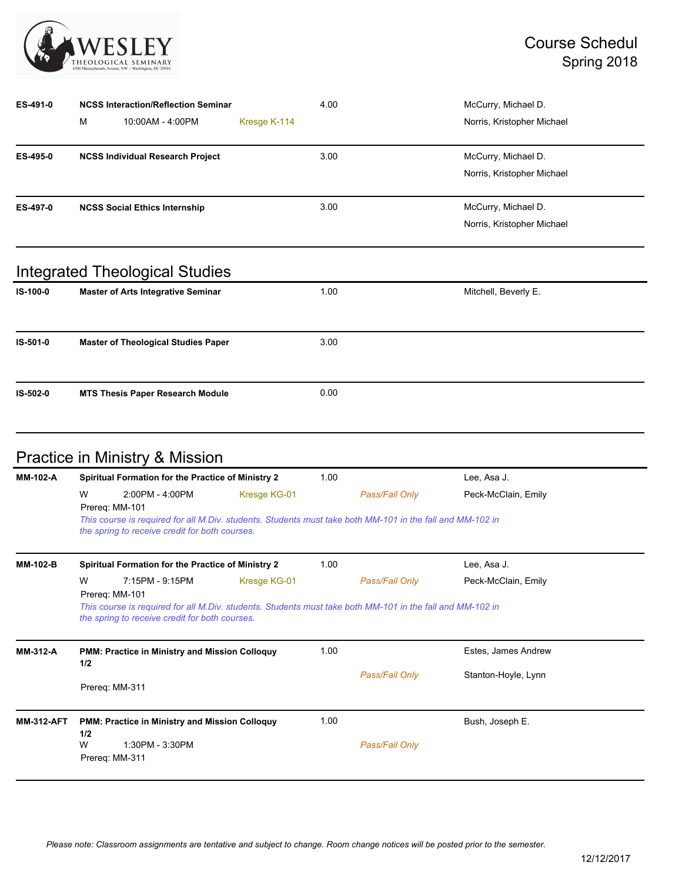| Course | Title / Schedule | Credits | Grading | Instructor(s) |
|---|---|---|---|---|
| **ES-491-0** | **NCSS Interaction/Reflection Seminar** | 4.00 | | McCurry, Michael D. |
| | M 10:00AM - 4:00PM Kresge K-114 | | | Norris, Kristopher Michael |
| **ES-495-0** | **NCSS Individual Research Project** | 3.00 | | McCurry, Michael D. |
| | | | | Norris, Kristopher Michael |
| **ES-497-0** | **NCSS Social Ethics Internship** | 3.00 | | McCurry, Michael D. |
| | | | | Norris, Kristopher Michael |

## Integrated Theological Studies

| Course | Title / Schedule | Credits | Grading | Instructor(s) |
|---|---|---|---|---|
| **IS-100-0** | **Master of Arts Integrative Seminar** | 1.00 | | Mitchell, Beverly E. |
| **IS-501-0** | **Master of Theological Studies Paper** | 3.00 | | |
| **IS-502-0** | **MTS Thesis Paper Research Module** | 0.00 | | |

## Practice in Ministry & Mission

| Course | Title / Schedule | Credits | Grading | Instructor(s) |
|---|---|---|---|---|
| **MM-102-A** | **Spiritual Formation for the Practice of Ministry 2** | 1.00 | | Lee, Asa J. |
| | W 2:00PM - 4:00PM Kresge KG-01 | | *Pass/Fail Only* | Peck-McClain, Emily |
| | Prereq: MM-101 | | | |
| | *This course is required for all M.Div. students. Students must take both MM-101 in the fall and MM-102 in the spring to receive credit for both courses.* | | | |
| **MM-102-B** | **Spiritual Formation for the Practice of Ministry 2** | 1.00 | | Lee, Asa J. |
| | W 7:15PM - 9:15PM Kresge KG-01 | | *Pass/Fail Only* | Peck-McClain, Emily |
| | Prereq: MM-101 | | | |
| | *This course is required for all M.Div. students. Students must take both MM-101 in the fall and MM-102 in the spring to receive credit for both courses.* | | | |
| **MM-312-A** | **PMM: Practice in Ministry and Mission Colloquy 1/2** | 1.00 | | Estes, James Andrew |
| | Prereq: MM-311 | | *Pass/Fail Only* | Stanton-Hoyle, Lynn |
| **MM-312-AFT** | **PMM: Practice in Ministry and Mission Colloquy 1/2** | 1.00 | | Bush, Joseph E. |
| | W 1:30PM - 3:30PM | | *Pass/Fail Only* | |
| | Prereq: MM-311 | | | |

*Please note: Classroom assignments are tentative and subject to change. Room change notices will be posted prior to the semester.*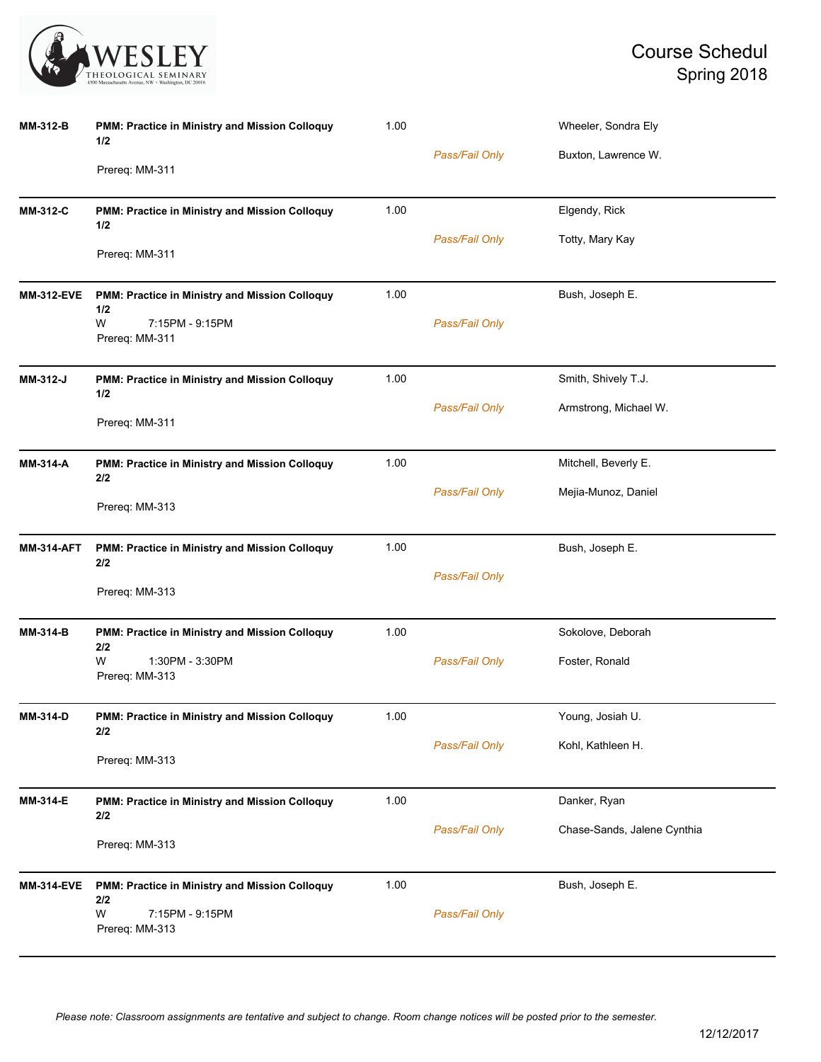| Course | Title | Credits | Grading | Instructors |
|---|---|---|---|---|
| **MM-312-B** | **PMM: Practice in Ministry and Mission Colloquy 1/2**<br>Prereq: MM-311 | 1.00 | *Pass/Fail Only* | Wheeler, Sondra Ely<br>Buxton, Lawrence W. |
| **MM-312-C** | **PMM: Practice in Ministry and Mission Colloquy 1/2**<br>Prereq: MM-311 | 1.00 | *Pass/Fail Only* | Elgendy, Rick<br>Totty, Mary Kay |
| **MM-312-EVE** | **PMM: Practice in Ministry and Mission Colloquy 1/2**<br>W 7:15PM - 9:15PM<br>Prereq: MM-311 | 1.00 | *Pass/Fail Only* | Bush, Joseph E. |
| **MM-312-J** | **PMM: Practice in Ministry and Mission Colloquy 1/2**<br>Prereq: MM-311 | 1.00 | *Pass/Fail Only* | Smith, Shively T.J.<br>Armstrong, Michael W. |
| **MM-314-A** | **PMM: Practice in Ministry and Mission Colloquy 2/2**<br>Prereq: MM-313 | 1.00 | *Pass/Fail Only* | Mitchell, Beverly E.<br>Mejia-Munoz, Daniel |
| **MM-314-AFT** | **PMM: Practice in Ministry and Mission Colloquy 2/2**<br>Prereq: MM-313 | 1.00 | *Pass/Fail Only* | Bush, Joseph E. |
| **MM-314-B** | **PMM: Practice in Ministry and Mission Colloquy 2/2**<br>W 1:30PM - 3:30PM<br>Prereq: MM-313 | 1.00 | *Pass/Fail Only* | Sokolove, Deborah<br>Foster, Ronald |
| **MM-314-D** | **PMM: Practice in Ministry and Mission Colloquy 2/2**<br>Prereq: MM-313 | 1.00 | *Pass/Fail Only* | Young, Josiah U.<br>Kohl, Kathleen H. |
| **MM-314-E** | **PMM: Practice in Ministry and Mission Colloquy 2/2**<br>Prereq: MM-313 | 1.00 | *Pass/Fail Only* | Danker, Ryan<br>Chase-Sands, Jalene Cynthia |
| **MM-314-EVE** | **PMM: Practice in Ministry and Mission Colloquy 2/2**<br>W 7:15PM - 9:15PM<br>Prereq: MM-313 | 1.00 | *Pass/Fail Only* | Bush, Joseph E. |

*Please note: Classroom assignments are tentative and subject to change. Room change notices will be posted prior to the semester.*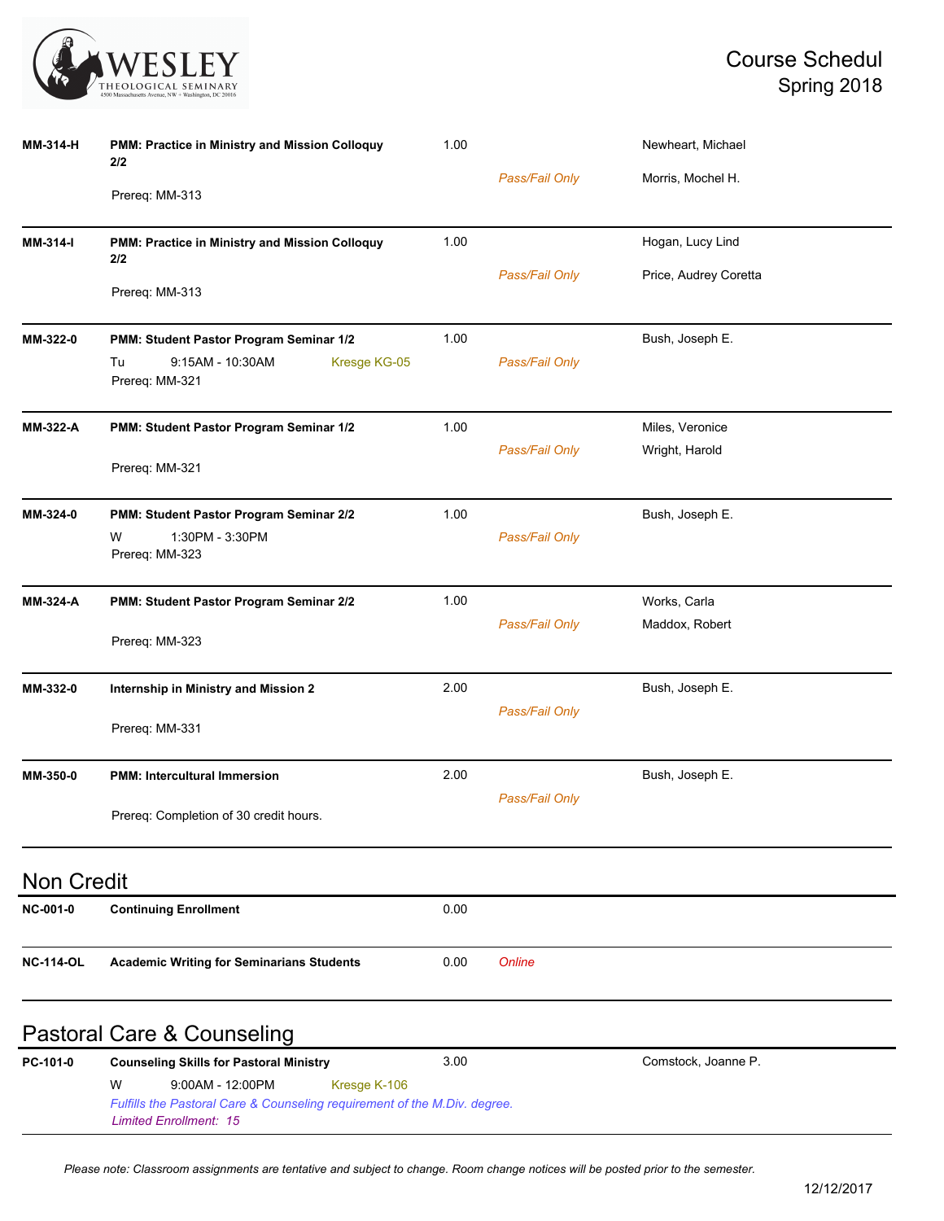| | | | | |
|---|---|---|---|---|
| **MM-314-H** | **PMM: Practice in Ministry and Mission Colloquy 2/2**<br>Prereq: MM-313 | 1.00 | *Pass/Fail Only* | Newheart, Michael<br>Morris, Mochel H. |
| **MM-314-I** | **PMM: Practice in Ministry and Mission Colloquy 2/2**<br>Prereq: MM-313 | 1.00 | *Pass/Fail Only* | Hogan, Lucy Lind<br>Price, Audrey Coretta |
| **MM-322-0** | **PMM: Student Pastor Program Seminar 1/2**<br>Tu 9:15AM - 10:30AM Kresge KG-05<br>Prereq: MM-321 | 1.00 | *Pass/Fail Only* | Bush, Joseph E. |
| **MM-322-A** | **PMM: Student Pastor Program Seminar 1/2**<br>Prereq: MM-321 | 1.00 | *Pass/Fail Only* | Miles, Veronice<br>Wright, Harold |
| **MM-324-0** | **PMM: Student Pastor Program Seminar 2/2**<br>W 1:30PM - 3:30PM<br>Prereq: MM-323 | 1.00 | *Pass/Fail Only* | Bush, Joseph E. |
| **MM-324-A** | **PMM: Student Pastor Program Seminar 2/2**<br>Prereq: MM-323 | 1.00 | *Pass/Fail Only* | Works, Carla<br>Maddox, Robert |
| **MM-332-0** | **Internship in Ministry and Mission 2**<br>Prereq: MM-331 | 2.00 | *Pass/Fail Only* | Bush, Joseph E. |
| **MM-350-0** | **PMM: Intercultural Immersion**<br>Prereq: Completion of 30 credit hours. | 2.00 | *Pass/Fail Only* | Bush, Joseph E. |

## Non Credit

| | | | | |
|---|---|---|---|---|
| **NC-001-0** | **Continuing Enrollment** | 0.00 | | |
| **NC-114-OL** | **Academic Writing for Seminarians Students** | 0.00 | *Online* | |

## Pastoral Care & Counseling

| | | | | |
|---|---|---|---|---|
| **PC-101-0** | **Counseling Skills for Pastoral Ministry**<br>W 9:00AM - 12:00PM Kresge K-106<br>*Fulfills the Pastoral Care & Counseling requirement of the M.Div. degree.*<br>*Limited Enrollment: 15* | 3.00 | | Comstock, Joanne P. |

*Please note: Classroom assignments are tentative and subject to change. Room change notices will be posted prior to the semester.*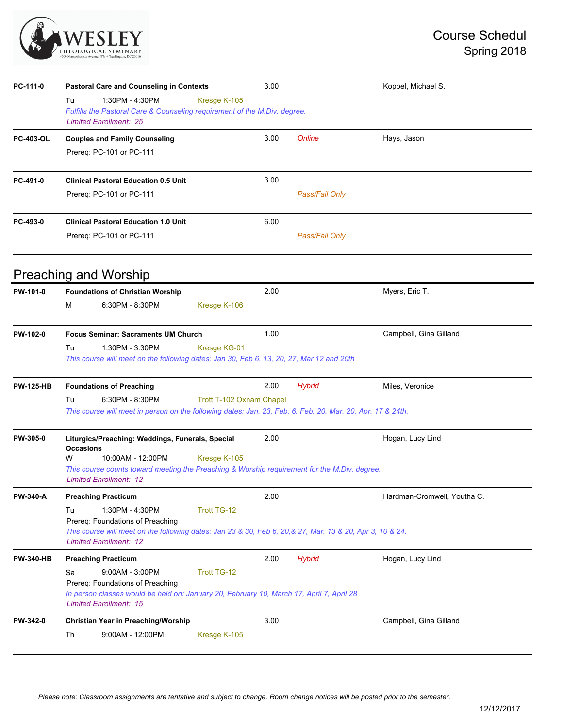# Course Schedul
## Spring 2018

| Course | Title / Details | Credits | Format | Instructor |
|---|---|---|---|---|
| PC-111-0 | **Pastoral Care and Counseling in Contexts**<br>Tu 1:30PM - 4:30PM Kresge K-105<br>*Fulfills the Pastoral Care & Counseling requirement of the M.Div. degree.*<br>*Limited Enrollment: 25* | 3.00 | | Koppel, Michael S. |
| PC-403-OL | **Couples and Family Counseling**<br>Prereq: PC-101 or PC-111 | 3.00 | *Online* | Hays, Jason |
| PC-491-0 | **Clinical Pastoral Education 0.5 Unit**<br>Prereq: PC-101 or PC-111 | 3.00 | *Pass/Fail Only* | |
| PC-493-0 | **Clinical Pastoral Education 1.0 Unit**<br>Prereq: PC-101 or PC-111 | 6.00 | *Pass/Fail Only* | |

## Preaching and Worship

| Course | Title / Details | Credits | Format | Instructor |
|---|---|---|---|---|
| PW-101-0 | **Foundations of Christian Worship**<br>M 6:30PM - 8:30PM Kresge K-106 | 2.00 | | Myers, Eric T. |
| PW-102-0 | **Focus Seminar: Sacraments UM Church**<br>Tu 1:30PM - 3:30PM Kresge KG-01<br>*This course will meet on the following dates: Jan 30, Feb 6, 13, 20, 27, Mar 12 and 20th* | 1.00 | | Campbell, Gina Gilland |
| PW-125-HB | **Foundations of Preaching**<br>Tu 6:30PM - 8:30PM Trott T-102 Oxnam Chapel<br>*This course will meet in person on the following dates: Jan. 23, Feb. 6, Feb. 20, Mar. 20, Apr. 17 & 24th.* | 2.00 | *Hybrid* | Miles, Veronice |
| PW-305-0 | **Liturgics/Preaching: Weddings, Funerals, Special Occasions**<br>W 10:00AM - 12:00PM Kresge K-105<br>*This course counts toward meeting the Preaching & Worship requirement for the M.Div. degree.*<br>*Limited Enrollment: 12* | 2.00 | | Hogan, Lucy Lind |
| PW-340-A | **Preaching Practicum**<br>Tu 1:30PM - 4:30PM Trott TG-12<br>Prereq: Foundations of Preaching<br>*This course will meet on the following dates: Jan 23 & 30, Feb 6, 20,& 27, Mar. 13 & 20, Apr 3, 10 & 24.*<br>*Limited Enrollment: 12* | 2.00 | | Hardman-Cromwell, Youtha C. |
| PW-340-HB | **Preaching Practicum**<br>Sa 9:00AM - 3:00PM Trott TG-12<br>Prereq: Foundations of Preaching<br>*In person classes would be held on: January 20, February 10, March 17, April 7, April 28*<br>*Limited Enrollment: 15* | 2.00 | *Hybrid* | Hogan, Lucy Lind |
| PW-342-0 | **Christian Year in Preaching/Worship**<br>Th 9:00AM - 12:00PM Kresge K-105 | 3.00 | | Campbell, Gina Gilland |

*Please note: Classroom assignments are tentative and subject to change. Room change notices will be posted prior to the semester.*

12/12/2017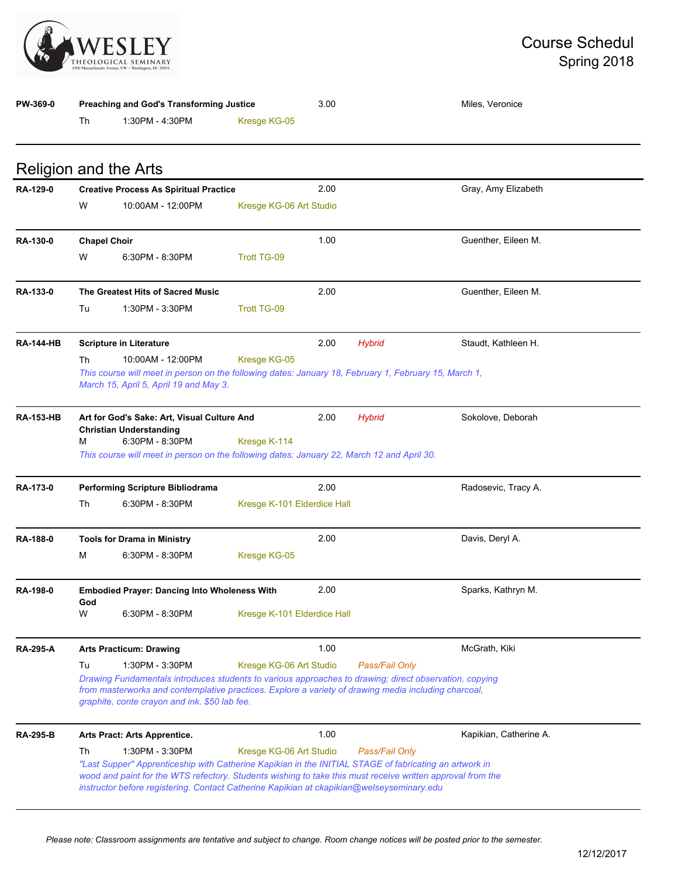**PW-369-0** **Preaching and God's Transforming Justice** 3.00 Miles, Veronice
Th 1:30PM - 4:30PM Kresge KG-05

## Religion and the Arts

**RA-129-0** **Creative Process As Spiritual Practice** 2.00 Gray, Amy Elizabeth
W 10:00AM - 12:00PM Kresge KG-06 Art Studio

**RA-130-0** **Chapel Choir** 1.00 Guenther, Eileen M.
W 6:30PM - 8:30PM Trott TG-09

**RA-133-0** **The Greatest Hits of Sacred Music** 2.00 Guenther, Eileen M.
Tu 1:30PM - 3:30PM Trott TG-09

**RA-144-HB** **Scripture in Literature** 2.00 *Hybrid* Staudt, Kathleen H.
Th 10:00AM - 12:00PM Kresge KG-05
*This course will meet in person on the following dates: January 18, February 1, February 15, March 1, March 15, April 5, April 19 and May 3.*

**RA-153-HB** **Art for God's Sake: Art, Visual Culture And Christian Understanding** 2.00 *Hybrid* Sokolove, Deborah
M 6:30PM - 8:30PM Kresge K-114
*This course will meet in person on the following dates: January 22, March 12 and April 30.*

**RA-173-0** **Performing Scripture Bibliodrama** 2.00 Radosevic, Tracy A.
Th 6:30PM - 8:30PM Kresge K-101 Elderdice Hall

**RA-188-0** **Tools for Drama in Ministry** 2.00 Davis, Deryl A.
M 6:30PM - 8:30PM Kresge KG-05

**RA-198-0** **Embodied Prayer: Dancing Into Wholeness With God** 2.00 Sparks, Kathryn M.
W 6:30PM - 8:30PM Kresge K-101 Elderdice Hall

**RA-295-A** **Arts Practicum: Drawing** 1.00 McGrath, Kiki
Tu 1:30PM - 3:30PM Kresge KG-06 Art Studio *Pass/Fail Only*
*Drawing Fundamentals introduces students to various approaches to drawing; direct observation, copying from masterworks and contemplative practices. Explore a variety of drawing media including charcoal, graphite, conte crayon and ink. $50 lab fee.*

**RA-295-B** **Arts Pract: Arts Apprentice.** 1.00 Kapikian, Catherine A.
Th 1:30PM - 3:30PM Kresge KG-06 Art Studio *Pass/Fail Only*
*"Last Supper" Apprenticeship with Catherine Kapikian in the INITIAL STAGE of fabricating an artwork in wood and paint for the WTS refectory. Students wishing to take this must receive written approval from the instructor before registering. Contact Catherine Kapikian at ckapikian@welseyseminary.edu*

*Please note: Classroom assignments are tentative and subject to change. Room change notices will be posted prior to the semester.*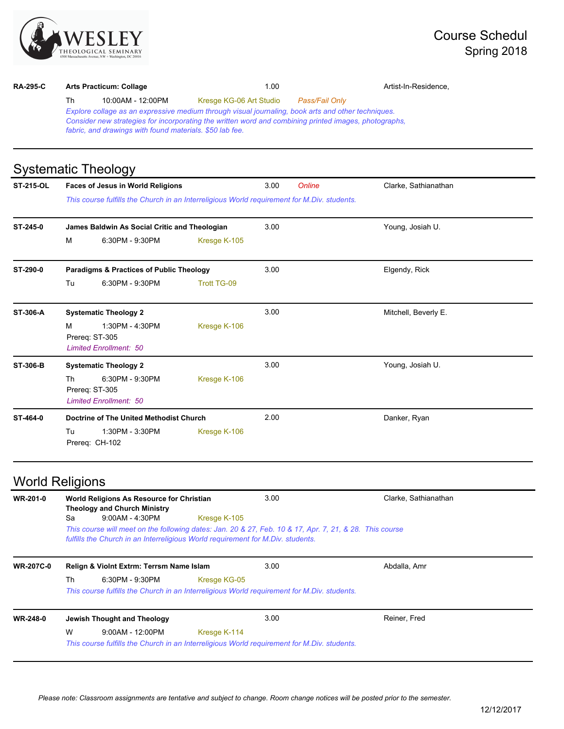RA-295-C **Arts Practicum: Collage** 1.00 Artist-In-Residence,

Th 10:00AM - 12:00PM Kresge KG-06 Art Studio *Pass/Fail Only*

*Explore collage as an expressive medium through visual journaling, book arts and other techniques. Consider new strategies for incorporating the written word and combining printed images, photographs, fabric, and drawings with found materials. $50 lab fee.*

## Systematic Theology

**ST-215-OL** **Faces of Jesus in World Religions** 3.00 *Online* Clarke, Sathianathan

*This course fulfills the Church in an Interreligious World requirement for M.Div. students.*

**ST-245-0** **James Baldwin As Social Critic and Theologian** 3.00 Young, Josiah U.

M 6:30PM - 9:30PM Kresge K-105

**ST-290-0** **Paradigms & Practices of Public Theology** 3.00 Elgendy, Rick

Tu 6:30PM - 9:30PM Trott TG-09

**ST-306-A** **Systematic Theology 2** 3.00 Mitchell, Beverly E.

M 1:30PM - 4:30PM Kresge K-106

Prereq: ST-305

*Limited Enrollment: 50*

**ST-306-B** **Systematic Theology 2** 3.00 Young, Josiah U.

Th 6:30PM - 9:30PM Kresge K-106

Prereq: ST-305

*Limited Enrollment: 50*

**ST-464-0** **Doctrine of The United Methodist Church** 2.00 Danker, Ryan

Tu 1:30PM - 3:30PM Kresge K-106

Prereq: CH-102

## World Religions

**WR-201-0** **World Religions As Resource for Christian Theology and Church Ministry** 3.00 Clarke, Sathianathan

Sa 9:00AM - 4:30PM Kresge K-105

*This course will meet on the following dates: Jan. 20 & 27, Feb. 10 & 17, Apr. 7, 21, & 28. This course fulfills the Church in an Interreligious World requirement for M.Div. students.*

**WR-207C-0** **Relign & Violnt Extrm: Terrsm Name Islam** 3.00 Abdalla, Amr

Th 6:30PM - 9:30PM Kresge KG-05

*This course fulfills the Church in an Interreligious World requirement for M.Div. students.*

**WR-248-0** **Jewish Thought and Theology** 3.00 Reiner, Fred

W 9:00AM - 12:00PM Kresge K-114

*This course fulfills the Church in an Interreligious World requirement for M.Div. students.*

*Please note: Classroom assignments are tentative and subject to change. Room change notices will be posted prior to the semester.*